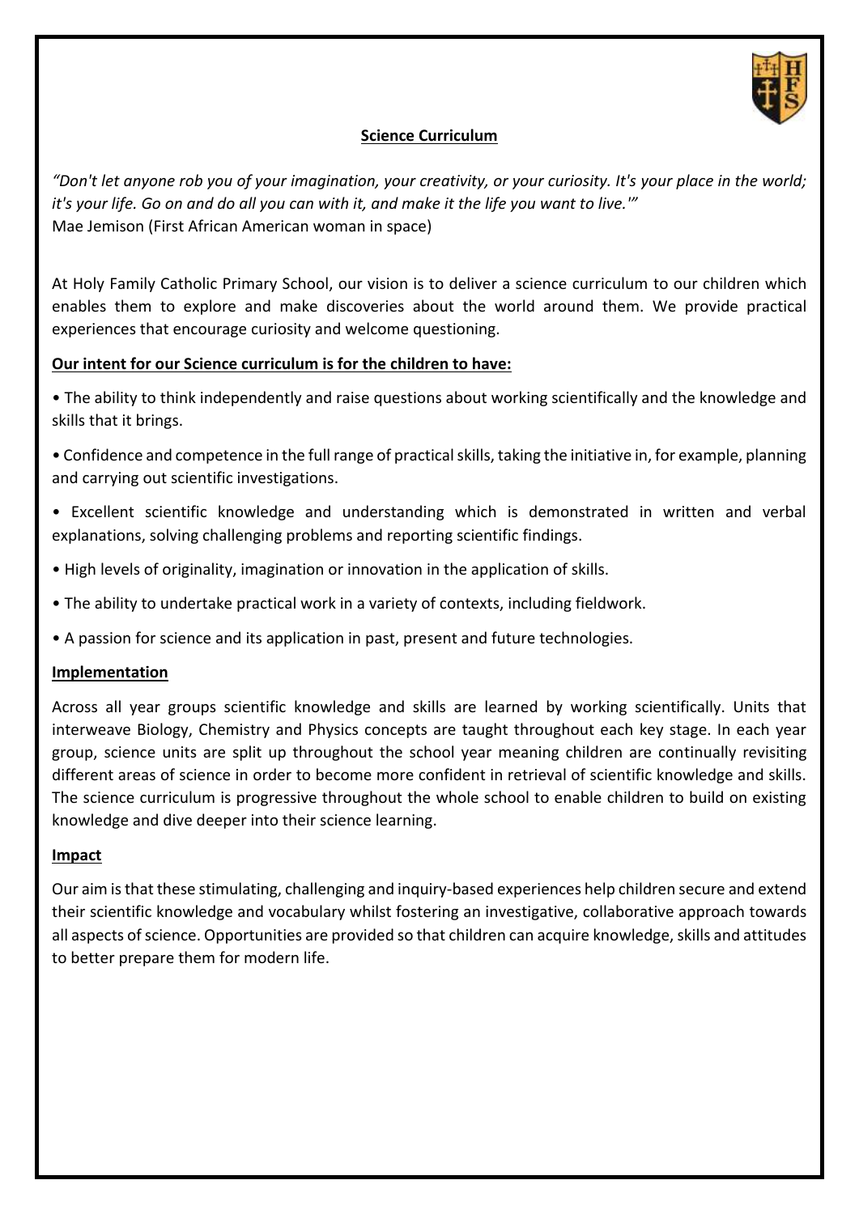# Science Curriculum

*"Don't let anyone rob you of your imagination, your creativity, or your curiosity. It's your place in the world; it's your life. Go on and do all you can with it, and make it the life you want to live.'"*
Mae Jemison (First African American woman in space)

At Holy Family Catholic Primary School, our vision is to deliver a science curriculum to our children which enables them to explore and make discoveries about the world around them. We provide practical experiences that encourage curiosity and welcome questioning.

## Our intent for our Science curriculum is for the children to have:

- The ability to think independently and raise questions about working scientifically and the knowledge and skills that it brings.
- Confidence and competence in the full range of practical skills, taking the initiative in, for example, planning and carrying out scientific investigations.
- Excellent scientific knowledge and understanding which is demonstrated in written and verbal explanations, solving challenging problems and reporting scientific findings.
- High levels of originality, imagination or innovation in the application of skills.
- The ability to undertake practical work in a variety of contexts, including fieldwork.
- A passion for science and its application in past, present and future technologies.

## Implementation

Across all year groups scientific knowledge and skills are learned by working scientifically. Units that interweave Biology, Chemistry and Physics concepts are taught throughout each key stage. In each year group, science units are split up throughout the school year meaning children are continually revisiting different areas of science in order to become more confident in retrieval of scientific knowledge and skills. The science curriculum is progressive throughout the whole school to enable children to build on existing knowledge and dive deeper into their science learning.

## Impact

Our aim is that these stimulating, challenging and inquiry-based experiences help children secure and extend their scientific knowledge and vocabulary whilst fostering an investigative, collaborative approach towards all aspects of science. Opportunities are provided so that children can acquire knowledge, skills and attitudes to better prepare them for modern life.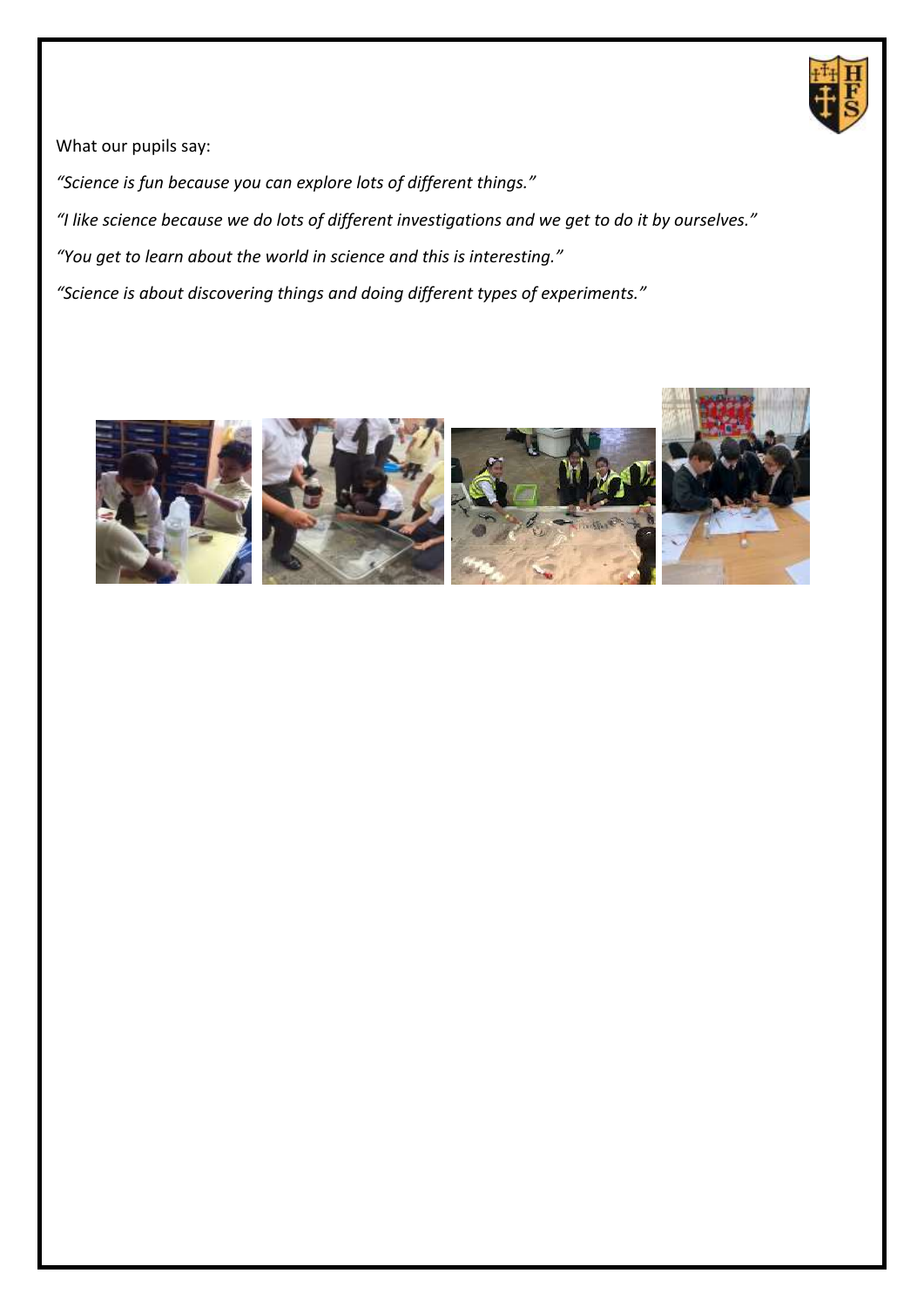What our pupils say:

*"Science is fun because you can explore lots of different things."*

*"I like science because we do lots of different investigations and we get to do it by ourselves."*

*"You get to learn about the world in science and this is interesting."*

*"Science is about discovering things and doing different types of experiments."*